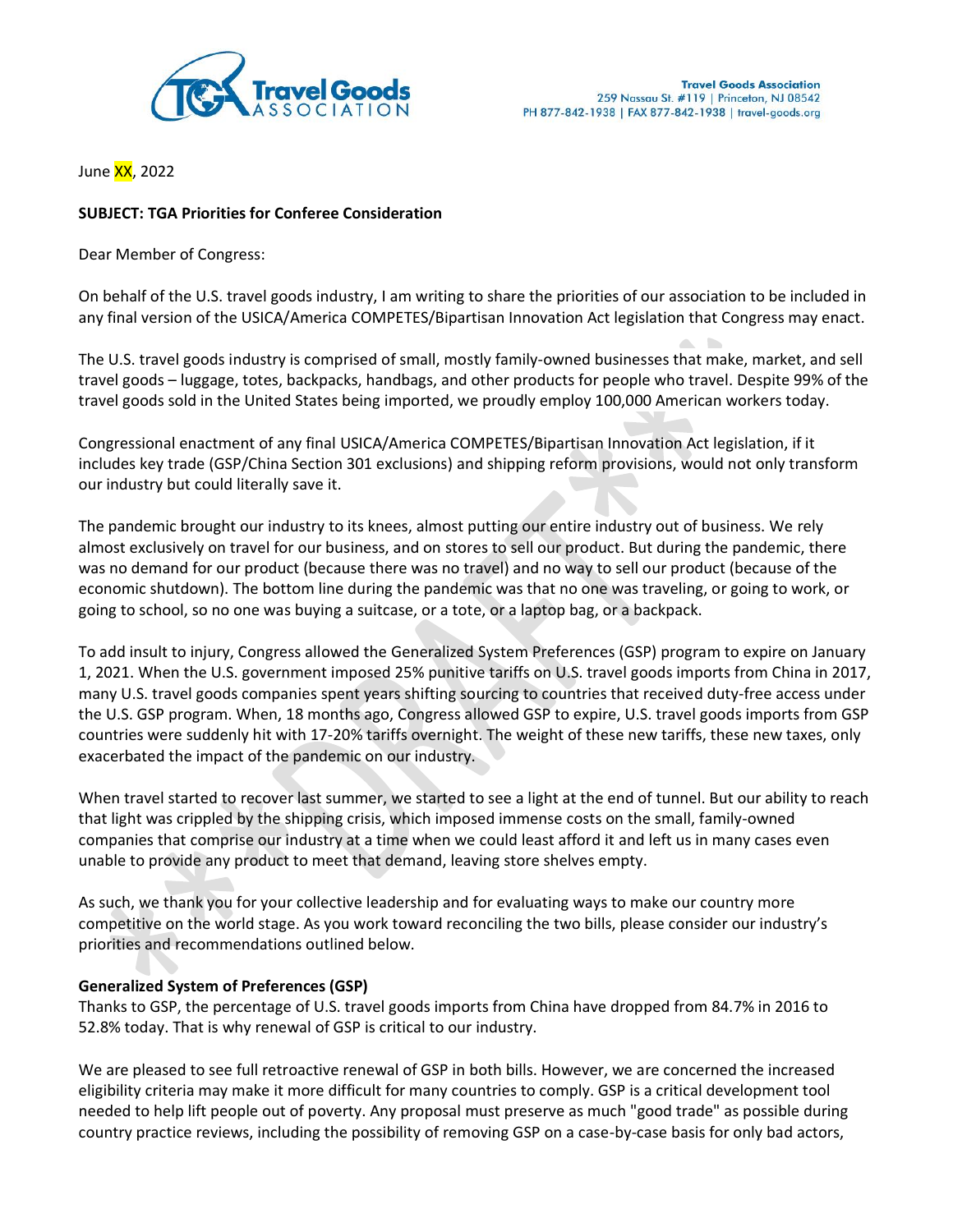Travel Goods Association
259 Nassau St. #119 | Princeton, NJ 08542
PH 877-842-1938 | FAX 877-842-1938 | travel-goods.org

June XX, 2022

**SUBJECT: TGA Priorities for Conferee Consideration**

Dear Member of Congress:

On behalf of the U.S. travel goods industry, I am writing to share the priorities of our association to be included in any final version of the USICA/America COMPETES/Bipartisan Innovation Act legislation that Congress may enact.

The U.S. travel goods industry is comprised of small, mostly family-owned businesses that make, market, and sell travel goods – luggage, totes, backpacks, handbags, and other products for people who travel. Despite 99% of the travel goods sold in the United States being imported, we proudly employ 100,000 American workers today.

Congressional enactment of any final USICA/America COMPETES/Bipartisan Innovation Act legislation, if it includes key trade (GSP/China Section 301 exclusions) and shipping reform provisions, would not only transform our industry but could literally save it.

The pandemic brought our industry to its knees, almost putting our entire industry out of business. We rely almost exclusively on travel for our business, and on stores to sell our product. But during the pandemic, there was no demand for our product (because there was no travel) and no way to sell our product (because of the economic shutdown). The bottom line during the pandemic was that no one was traveling, or going to work, or going to school, so no one was buying a suitcase, or a tote, or a laptop bag, or a backpack.

To add insult to injury, Congress allowed the Generalized System Preferences (GSP) program to expire on January 1, 2021. When the U.S. government imposed 25% punitive tariffs on U.S. travel goods imports from China in 2017, many U.S. travel goods companies spent years shifting sourcing to countries that received duty-free access under the U.S. GSP program. When, 18 months ago, Congress allowed GSP to expire, U.S. travel goods imports from GSP countries were suddenly hit with 17-20% tariffs overnight. The weight of these new tariffs, these new taxes, only exacerbated the impact of the pandemic on our industry.

When travel started to recover last summer, we started to see a light at the end of tunnel. But our ability to reach that light was crippled by the shipping crisis, which imposed immense costs on the small, family-owned companies that comprise our industry at a time when we could least afford it and left us in many cases even unable to provide any product to meet that demand, leaving store shelves empty.

As such, we thank you for your collective leadership and for evaluating ways to make our country more competitive on the world stage. As you work toward reconciling the two bills, please consider our industry's priorities and recommendations outlined below.

**Generalized System of Preferences (GSP)**

Thanks to GSP, the percentage of U.S. travel goods imports from China have dropped from 84.7% in 2016 to 52.8% today. That is why renewal of GSP is critical to our industry.

We are pleased to see full retroactive renewal of GSP in both bills. However, we are concerned the increased eligibility criteria may make it more difficult for many countries to comply. GSP is a critical development tool needed to help lift people out of poverty. Any proposal must preserve as much "good trade" as possible during country practice reviews, including the possibility of removing GSP on a case-by-case basis for only bad actors,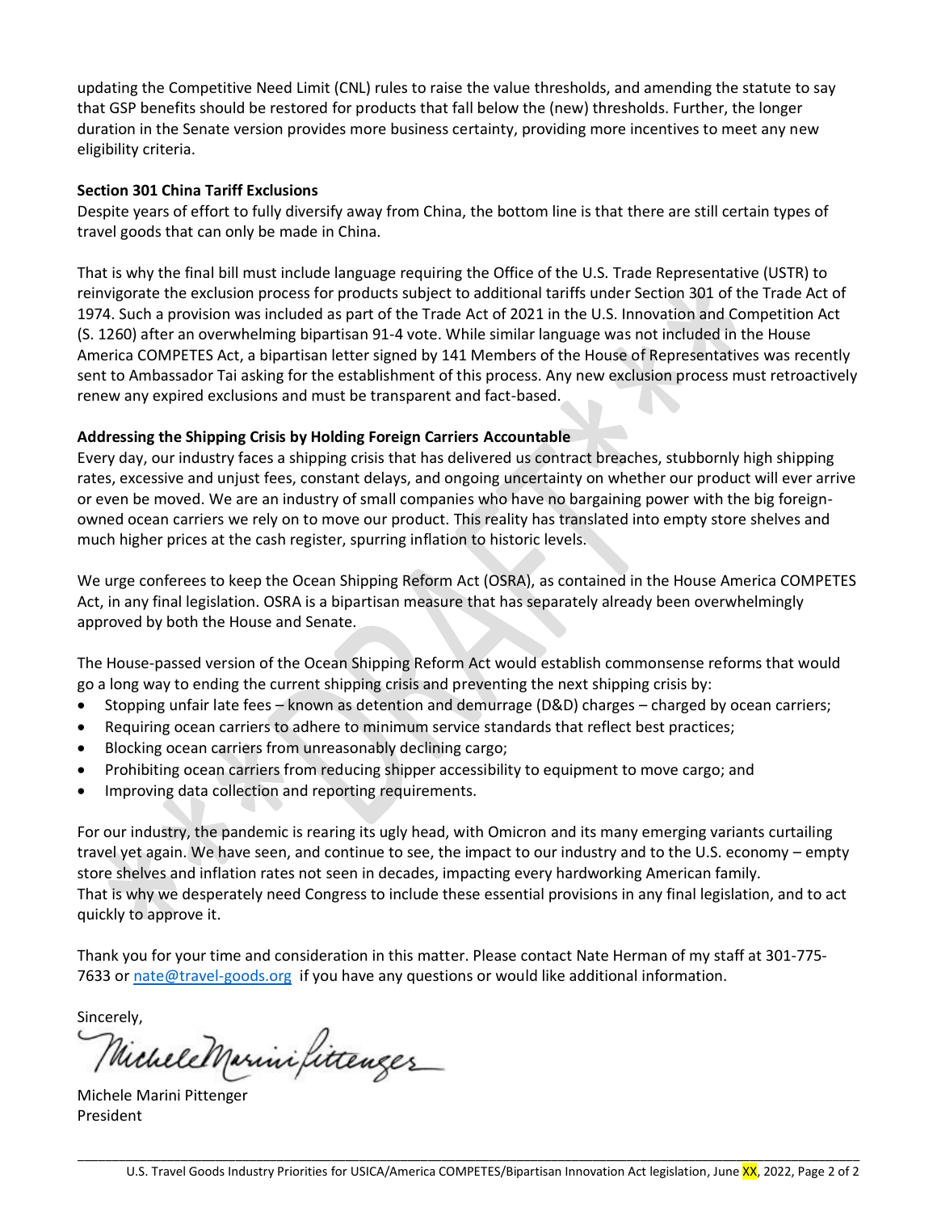updating the Competitive Need Limit (CNL) rules to raise the value thresholds, and amending the statute to say that GSP benefits should be restored for products that fall below the (new) thresholds. Further, the longer duration in the Senate version provides more business certainty, providing more incentives to meet any new eligibility criteria.

**Section 301 China Tariff Exclusions**

Despite years of effort to fully diversify away from China, the bottom line is that there are still certain types of travel goods that can only be made in China.

That is why the final bill must include language requiring the Office of the U.S. Trade Representative (USTR) to reinvigorate the exclusion process for products subject to additional tariffs under Section 301 of the Trade Act of 1974. Such a provision was included as part of the Trade Act of 2021 in the U.S. Innovation and Competition Act (S. 1260) after an overwhelming bipartisan 91-4 vote. While similar language was not included in the House America COMPETES Act, a bipartisan letter signed by 141 Members of the House of Representatives was recently sent to Ambassador Tai asking for the establishment of this process. Any new exclusion process must retroactively renew any expired exclusions and must be transparent and fact-based.

**Addressing the Shipping Crisis by Holding Foreign Carriers Accountable**

Every day, our industry faces a shipping crisis that has delivered us contract breaches, stubbornly high shipping rates, excessive and unjust fees, constant delays, and ongoing uncertainty on whether our product will ever arrive or even be moved. We are an industry of small companies who have no bargaining power with the big foreign-owned ocean carriers we rely on to move our product. This reality has translated into empty store shelves and much higher prices at the cash register, spurring inflation to historic levels.

We urge conferees to keep the Ocean Shipping Reform Act (OSRA), as contained in the House America COMPETES Act, in any final legislation. OSRA is a bipartisan measure that has separately already been overwhelmingly approved by both the House and Senate.

The House-passed version of the Ocean Shipping Reform Act would establish commonsense reforms that would go a long way to ending the current shipping crisis and preventing the next shipping crisis by:

- Stopping unfair late fees – known as detention and demurrage (D&D) charges – charged by ocean carriers;
- Requiring ocean carriers to adhere to minimum service standards that reflect best practices;
- Blocking ocean carriers from unreasonably declining cargo;
- Prohibiting ocean carriers from reducing shipper accessibility to equipment to move cargo; and
- Improving data collection and reporting requirements.

For our industry, the pandemic is rearing its ugly head, with Omicron and its many emerging variants curtailing travel yet again. We have seen, and continue to see, the impact to our industry and to the U.S. economy – empty store shelves and inflation rates not seen in decades, impacting every hardworking American family. That is why we desperately need Congress to include these essential provisions in any final legislation, and to act quickly to approve it.

Thank you for your time and consideration in this matter. Please contact Nate Herman of my staff at 301-775-7633 or nate@travel-goods.org if you have any questions or would like additional information.

Sincerely,

Michele Marini Pittenger

Michele Marini Pittenger
President